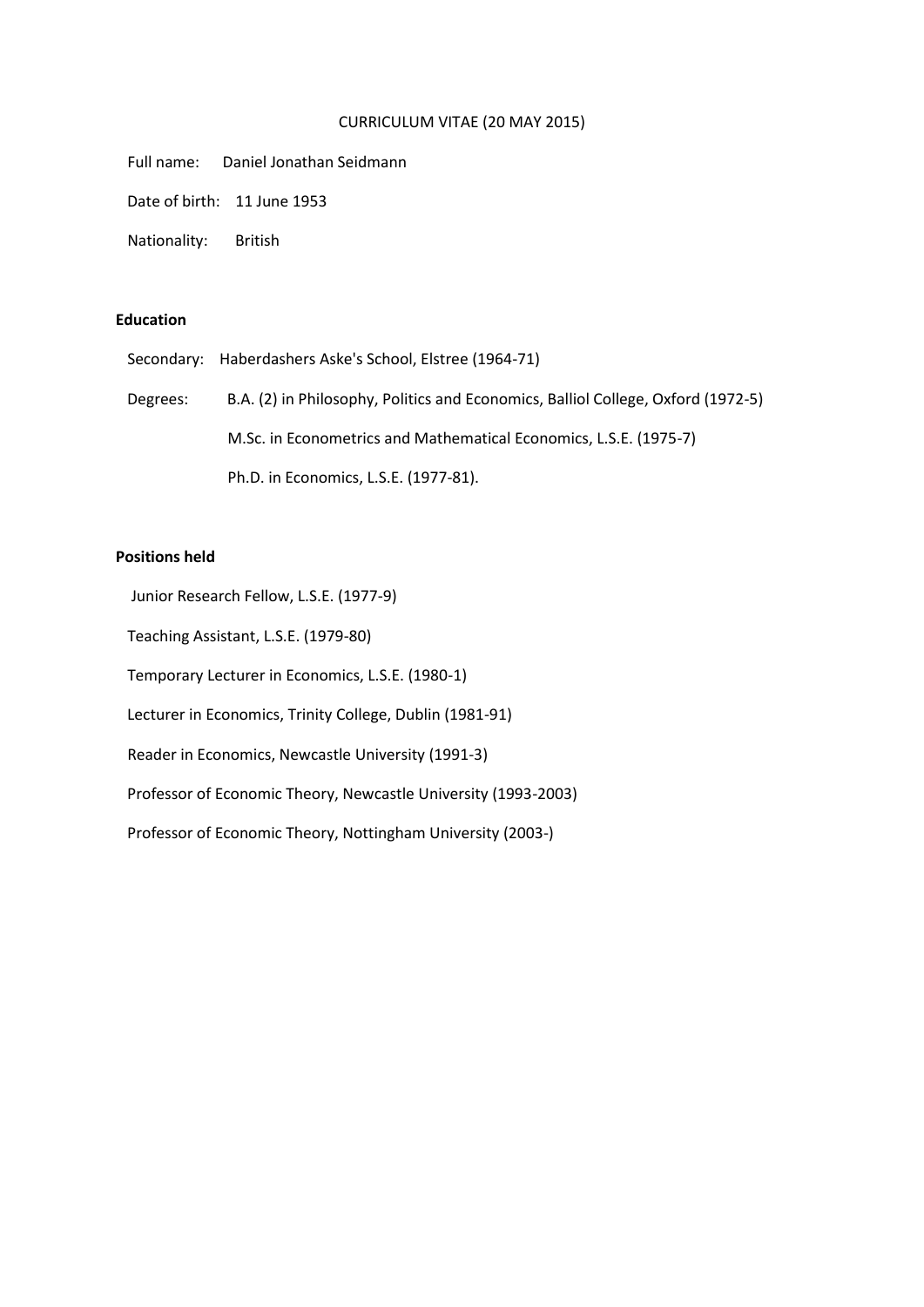# CURRICULUM VITAE (20 MAY 2015)

Full name: Daniel Jonathan Seidmann

Date of birth: 11 June 1953

Nationality: British

## Education

Secondary: Haberdashers Aske's School, Elstree (1964-71)

Degrees: B.A. (2) in Philosophy, Politics and Economics, Balliol College, Oxford (1972-5)

M.Sc. in Econometrics and Mathematical Economics, L.S.E. (1975-7)

Ph.D. in Economics, L.S.E. (1977-81).

## Positions held

Junior Research Fellow, L.S.E. (1977-9)

Teaching Assistant, L.S.E. (1979-80)

Temporary Lecturer in Economics, L.S.E. (1980-1)

Lecturer in Economics, Trinity College, Dublin (1981-91)

Reader in Economics, Newcastle University (1991-3)

Professor of Economic Theory, Newcastle University (1993-2003)

Professor of Economic Theory, Nottingham University (2003-)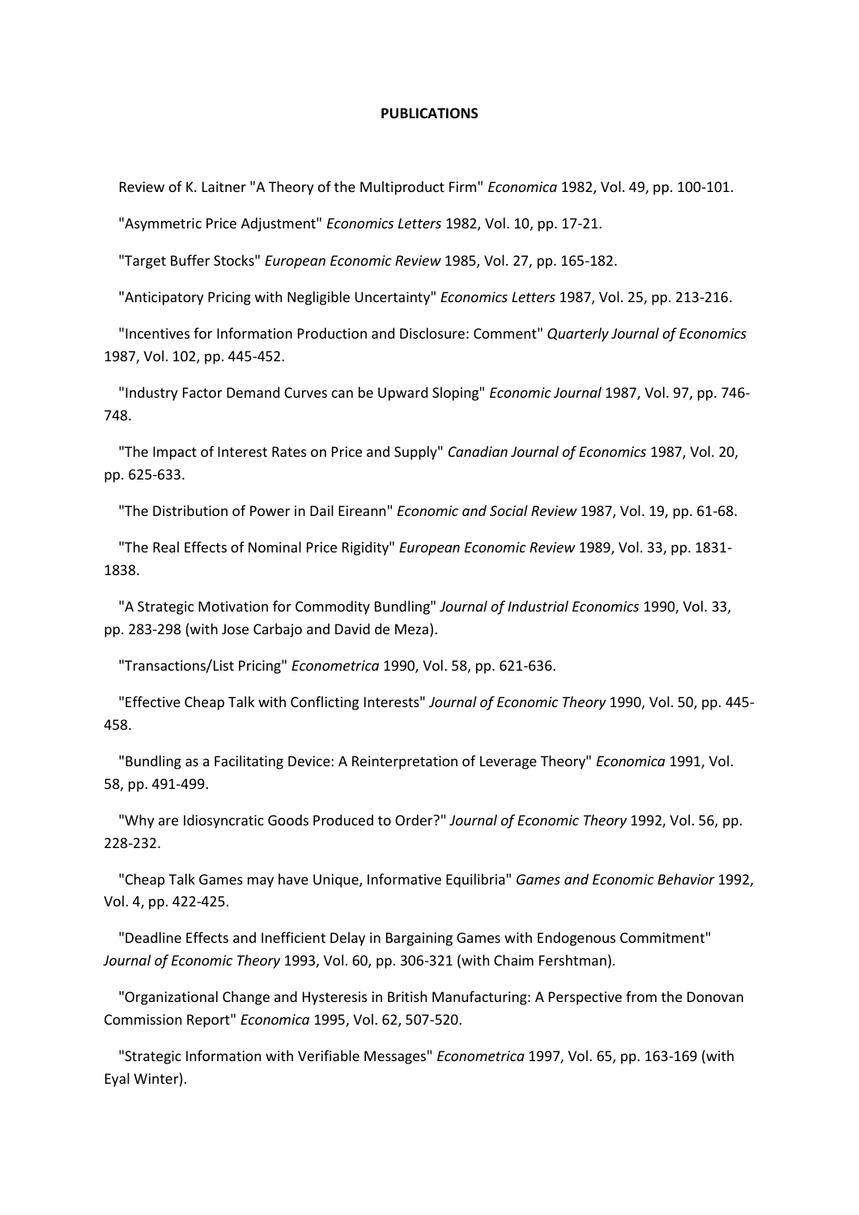**PUBLICATIONS**

Review of K. Laitner "A Theory of the Multiproduct Firm" *Economica* 1982, Vol. 49, pp. 100-101.

"Asymmetric Price Adjustment" *Economics Letters* 1982, Vol. 10, pp. 17-21.

"Target Buffer Stocks" *European Economic Review* 1985, Vol. 27, pp. 165-182.

"Anticipatory Pricing with Negligible Uncertainty" *Economics Letters* 1987, Vol. 25, pp. 213-216.

"Incentives for Information Production and Disclosure: Comment" *Quarterly Journal of Economics* 1987, Vol. 102, pp. 445-452.

"Industry Factor Demand Curves can be Upward Sloping" *Economic Journal* 1987, Vol. 97, pp. 746-748.

"The Impact of Interest Rates on Price and Supply" *Canadian Journal of Economics* 1987, Vol. 20, pp. 625-633.

"The Distribution of Power in Dail Eireann" *Economic and Social Review* 1987, Vol. 19, pp. 61-68.

"The Real Effects of Nominal Price Rigidity" *European Economic Review* 1989, Vol. 33, pp. 1831-1838.

"A Strategic Motivation for Commodity Bundling" *Journal of Industrial Economics* 1990, Vol. 33, pp. 283-298 (with Jose Carbajo and David de Meza).

"Transactions/List Pricing" *Econometrica* 1990, Vol. 58, pp. 621-636.

"Effective Cheap Talk with Conflicting Interests" *Journal of Economic Theory* 1990, Vol. 50, pp. 445-458.

"Bundling as a Facilitating Device: A Reinterpretation of Leverage Theory" *Economica* 1991, Vol. 58, pp. 491-499.

"Why are Idiosyncratic Goods Produced to Order?" *Journal of Economic Theory* 1992, Vol. 56, pp. 228-232.

"Cheap Talk Games may have Unique, Informative Equilibria" *Games and Economic Behavior* 1992, Vol. 4, pp. 422-425.

"Deadline Effects and Inefficient Delay in Bargaining Games with Endogenous Commitment" *Journal of Economic Theory* 1993, Vol. 60, pp. 306-321 (with Chaim Fershtman).

"Organizational Change and Hysteresis in British Manufacturing: A Perspective from the Donovan Commission Report" *Economica* 1995, Vol. 62, 507-520.

"Strategic Information with Verifiable Messages" *Econometrica* 1997, Vol. 65, pp. 163-169 (with Eyal Winter).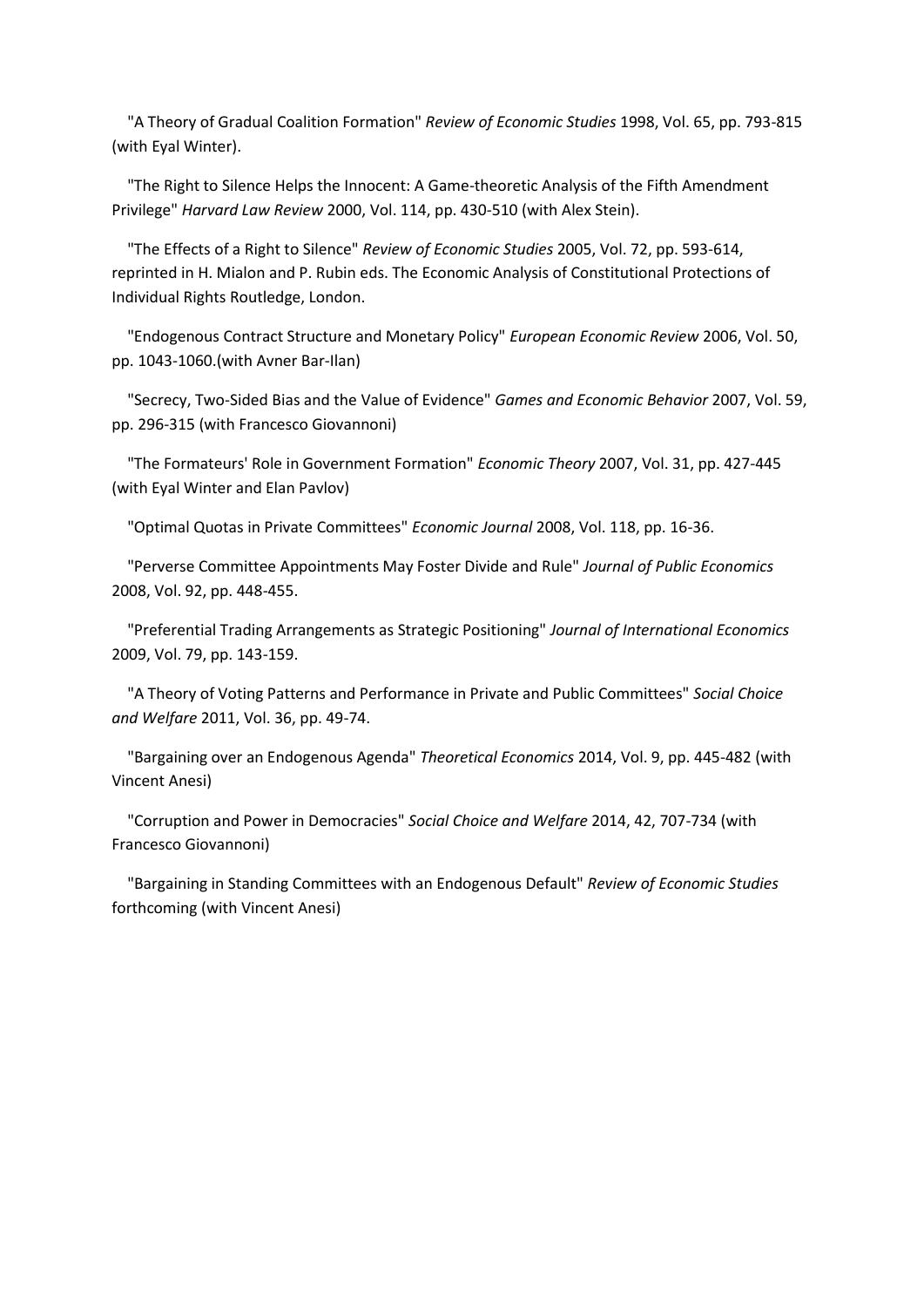"A Theory of Gradual Coalition Formation" *Review of Economic Studies* 1998, Vol. 65, pp. 793-815 (with Eyal Winter).

"The Right to Silence Helps the Innocent: A Game-theoretic Analysis of the Fifth Amendment Privilege" *Harvard Law Review* 2000, Vol. 114, pp. 430-510 (with Alex Stein).

"The Effects of a Right to Silence" *Review of Economic Studies* 2005, Vol. 72, pp. 593-614, reprinted in H. Mialon and P. Rubin eds. The Economic Analysis of Constitutional Protections of Individual Rights Routledge, London.

"Endogenous Contract Structure and Monetary Policy" *European Economic Review* 2006, Vol. 50, pp. 1043-1060.(with Avner Bar-Ilan)

"Secrecy, Two-Sided Bias and the Value of Evidence" *Games and Economic Behavior* 2007, Vol. 59, pp. 296-315 (with Francesco Giovannoni)

"The Formateurs' Role in Government Formation" *Economic Theory* 2007, Vol. 31, pp. 427-445 (with Eyal Winter and Elan Pavlov)

"Optimal Quotas in Private Committees" *Economic Journal* 2008, Vol. 118, pp. 16-36.

"Perverse Committee Appointments May Foster Divide and Rule" *Journal of Public Economics* 2008, Vol. 92, pp. 448-455.

"Preferential Trading Arrangements as Strategic Positioning" *Journal of International Economics* 2009, Vol. 79, pp. 143-159.

"A Theory of Voting Patterns and Performance in Private and Public Committees" *Social Choice and Welfare* 2011, Vol. 36, pp. 49-74.

"Bargaining over an Endogenous Agenda" *Theoretical Economics* 2014, Vol. 9, pp. 445-482 (with Vincent Anesi)

"Corruption and Power in Democracies" *Social Choice and Welfare* 2014, 42, 707-734 (with Francesco Giovannoni)

"Bargaining in Standing Committees with an Endogenous Default" *Review of Economic Studies* forthcoming (with Vincent Anesi)